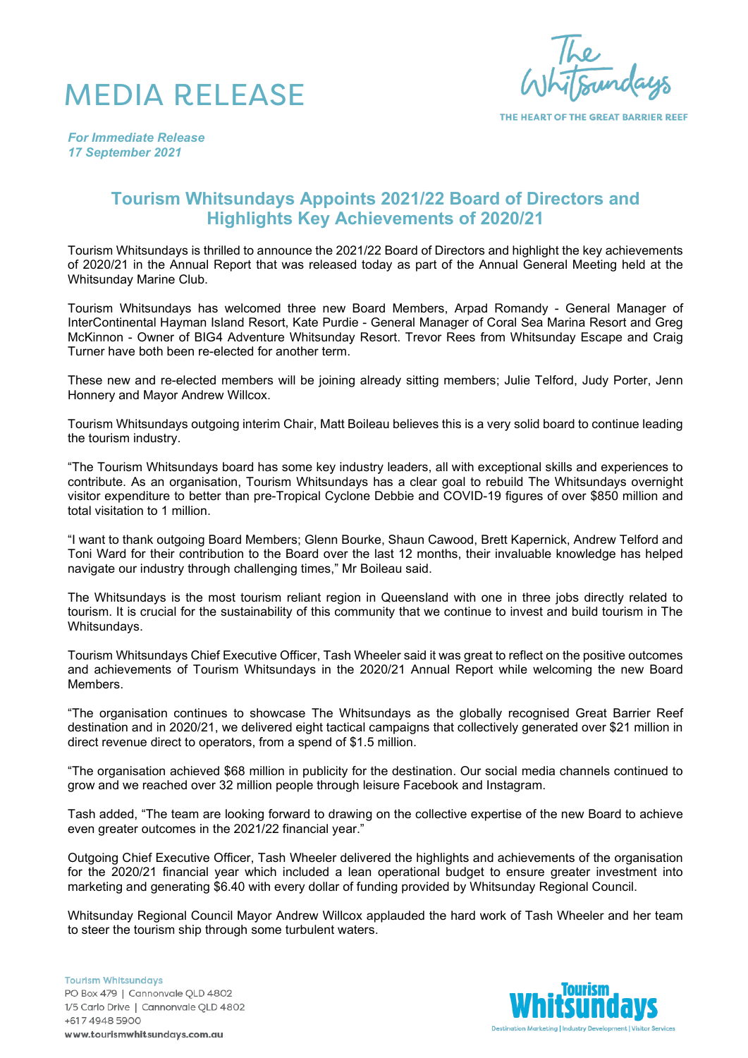# MEDIA RELEASE

*For Immediate Release*
*17 September 2021*

## Tourism Whitsundays Appoints 2021/22 Board of Directors and Highlights Key Achievements of 2020/21

Tourism Whitsundays is thrilled to announce the 2021/22 Board of Directors and highlight the key achievements of 2020/21 in the Annual Report that was released today as part of the Annual General Meeting held at the Whitsunday Marine Club.

Tourism Whitsundays has welcomed three new Board Members, Arpad Romandy - General Manager of InterContinental Hayman Island Resort, Kate Purdie - General Manager of Coral Sea Marina Resort and Greg McKinnon - Owner of BIG4 Adventure Whitsunday Resort. Trevor Rees from Whitsunday Escape and Craig Turner have both been re-elected for another term.

These new and re-elected members will be joining already sitting members; Julie Telford, Judy Porter, Jenn Honnery and Mayor Andrew Willcox.

Tourism Whitsundays outgoing interim Chair, Matt Boileau believes this is a very solid board to continue leading the tourism industry.

"The Tourism Whitsundays board has some key industry leaders, all with exceptional skills and experiences to contribute. As an organisation, Tourism Whitsundays has a clear goal to rebuild The Whitsundays overnight visitor expenditure to better than pre-Tropical Cyclone Debbie and COVID-19 figures of over $850 million and total visitation to 1 million.

"I want to thank outgoing Board Members; Glenn Bourke, Shaun Cawood, Brett Kapernick, Andrew Telford and Toni Ward for their contribution to the Board over the last 12 months, their invaluable knowledge has helped navigate our industry through challenging times," Mr Boileau said.

The Whitsundays is the most tourism reliant region in Queensland with one in three jobs directly related to tourism. It is crucial for the sustainability of this community that we continue to invest and build tourism in The Whitsundays.

Tourism Whitsundays Chief Executive Officer, Tash Wheeler said it was great to reflect on the positive outcomes and achievements of Tourism Whitsundays in the 2020/21 Annual Report while welcoming the new Board Members.

"The organisation continues to showcase The Whitsundays as the globally recognised Great Barrier Reef destination and in 2020/21, we delivered eight tactical campaigns that collectively generated over $21 million in direct revenue direct to operators, from a spend of $1.5 million.

"The organisation achieved $68 million in publicity for the destination. Our social media channels continued to grow and we reached over 32 million people through leisure Facebook and Instagram.

Tash added, "The team are looking forward to drawing on the collective expertise of the new Board to achieve even greater outcomes in the 2021/22 financial year."

Outgoing Chief Executive Officer, Tash Wheeler delivered the highlights and achievements of the organisation for the 2020/21 financial year which included a lean operational budget to ensure greater investment into marketing and generating $6.40 with every dollar of funding provided by Whitsunday Regional Council.

Whitsunday Regional Council Mayor Andrew Willcox applauded the hard work of Tash Wheeler and her team to steer the tourism ship through some turbulent waters.

Tourism Whitsundays
PO Box 479 | Cannonvale QLD 4802
1/5 Carlo Drive | Cannonvale QLD 4802
+617 4948 5900
www.tourismwhitsundays.com.au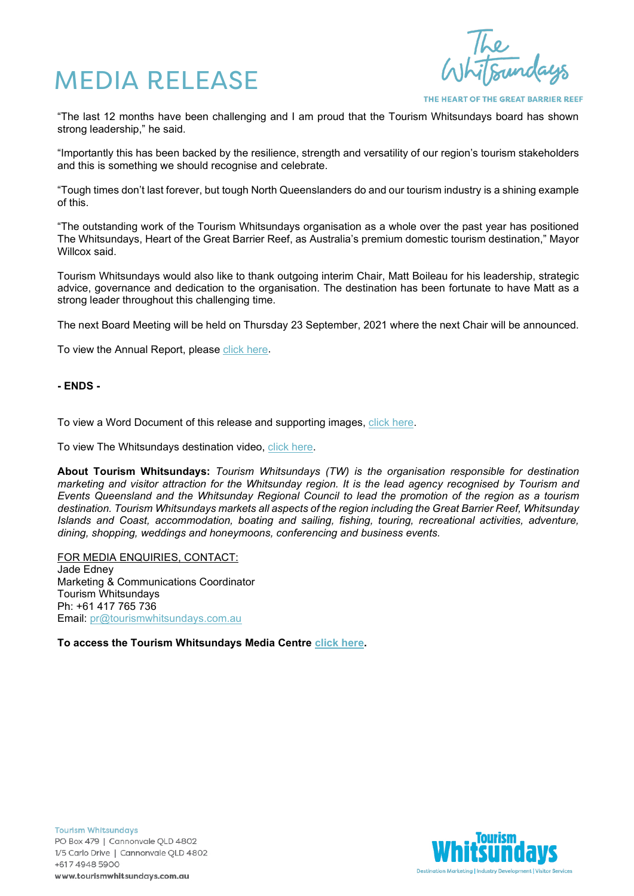"The last 12 months have been challenging and I am proud that the Tourism Whitsundays board has shown strong leadership," he said.

"Importantly this has been backed by the resilience, strength and versatility of our region's tourism stakeholders and this is something we should recognise and celebrate.

"Tough times don't last forever, but tough North Queenslanders do and our tourism industry is a shining example of this.

"The outstanding work of the Tourism Whitsundays organisation as a whole over the past year has positioned The Whitsundays, Heart of the Great Barrier Reef, as Australia's premium domestic tourism destination," Mayor Willcox said.

Tourism Whitsundays would also like to thank outgoing interim Chair, Matt Boileau for his leadership, strategic advice, governance and dedication to the organisation. The destination has been fortunate to have Matt as a strong leader throughout this challenging time.

The next Board Meeting will be held on Thursday 23 September, 2021 where the next Chair will be announced.

To view the Annual Report, please click here.

**- ENDS -**

To view a Word Document of this release and supporting images, click here.

To view The Whitsundays destination video, click here.

**About Tourism Whitsundays:** *Tourism Whitsundays (TW) is the organisation responsible for destination marketing and visitor attraction for the Whitsunday region. It is the lead agency recognised by Tourism and Events Queensland and the Whitsunday Regional Council to lead the promotion of the region as a tourism destination. Tourism Whitsundays markets all aspects of the region including the Great Barrier Reef, Whitsunday Islands and Coast, accommodation, boating and sailing, fishing, touring, recreational activities, adventure, dining, shopping, weddings and honeymoons, conferencing and business events.*

FOR MEDIA ENQUIRIES, CONTACT:
Jade Edney
Marketing & Communications Coordinator
Tourism Whitsundays
Ph: +61 417 765 736
Email: pr@tourismwhitsundays.com.au

**To access the Tourism Whitsundays Media Centre click here.**